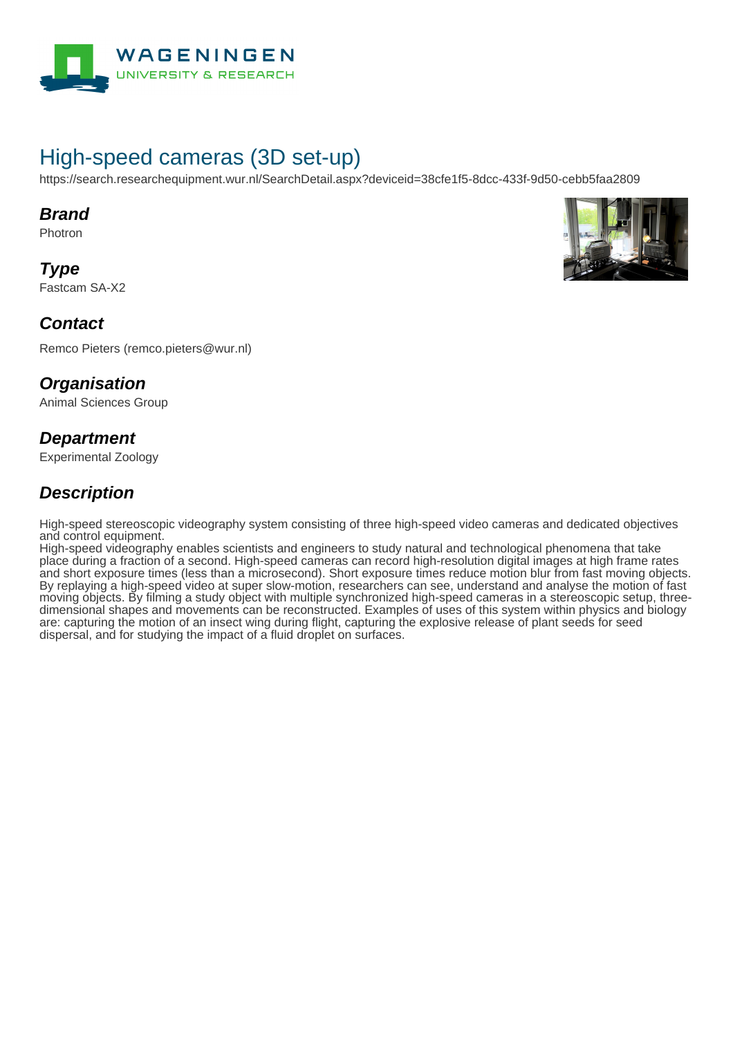# High-speed cameras (3D set-up)

https://search.researchequipment.wur.nl/SearchDetail.aspx?deviceid=38cfe1f5-8dcc-433f-9d50-cebb5faa2809

## Brand

Photron

## Type

Fastcam SA-X2

## Contact

Remco Pieters (remco.pieters@wur.nl)

## Organisation

Animal Sciences Group

## Department

Experimental Zoology

## Description

High-speed stereoscopic videography system consisting of three high-speed video cameras and dedicated objectives and control equipment.
High-speed videography enables scientists and engineers to study natural and technological phenomena that take place during a fraction of a second. High-speed cameras can record high-resolution digital images at high frame rates and short exposure times (less than a microsecond). Short exposure times reduce motion blur from fast moving objects. By replaying a high-speed video at super slow-motion, researchers can see, understand and analyse the motion of fast moving objects. By filming a study object with multiple synchronized high-speed cameras in a stereoscopic setup, three-dimensional shapes and movements can be reconstructed. Examples of uses of this system within physics and biology are: capturing the motion of an insect wing during flight, capturing the explosive release of plant seeds for seed dispersal, and for studying the impact of a fluid droplet on surfaces.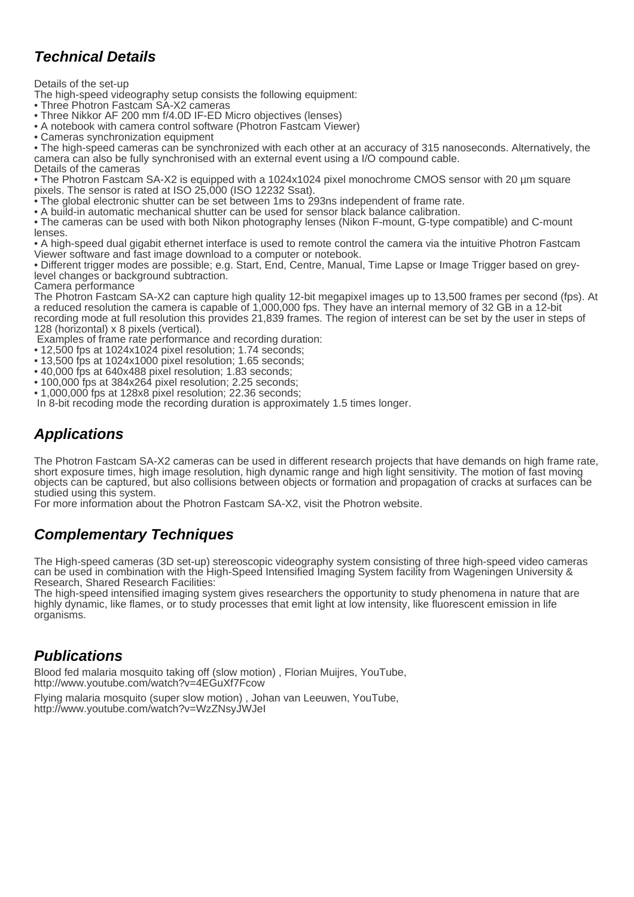## Technical Details

Details of the set-up
The high-speed videography setup consists the following equipment:
• Three Photron Fastcam SA-X2 cameras
• Three Nikkor AF 200 mm f/4.0D IF-ED Micro objectives (lenses)
• A notebook with camera control software (Photron Fastcam Viewer)
• Cameras synchronization equipment
• The high-speed cameras can be synchronized with each other at an accuracy of 315 nanoseconds. Alternatively, the camera can also be fully synchronised with an external event using a I/O compound cable.
Details of the cameras
• The Photron Fastcam SA-X2 is equipped with a 1024x1024 pixel monochrome CMOS sensor with 20 µm square pixels. The sensor is rated at ISO 25,000 (ISO 12232 Ssat).
• The global electronic shutter can be set between 1ms to 293ns independent of frame rate.
• A build-in automatic mechanical shutter can be used for sensor black balance calibration.
• The cameras can be used with both Nikon photography lenses (Nikon F-mount, G-type compatible) and C-mount lenses.
• A high-speed dual gigabit ethernet interface is used to remote control the camera via the intuitive Photron Fastcam Viewer software and fast image download to a computer or notebook.
• Different trigger modes are possible; e.g. Start, End, Centre, Manual, Time Lapse or Image Trigger based on grey-level changes or background subtraction.
Camera performance
The Photron Fastcam SA-X2 can capture high quality 12-bit megapixel images up to 13,500 frames per second (fps). At a reduced resolution the camera is capable of 1,000,000 fps. They have an internal memory of 32 GB in a 12-bit recording mode at full resolution this provides 21,839 frames. The region of interest can be set by the user in steps of 128 (horizontal) x 8 pixels (vertical).
Examples of frame rate performance and recording duration:
• 12,500 fps at 1024x1024 pixel resolution; 1.74 seconds;
• 13,500 fps at 1024x1000 pixel resolution; 1.65 seconds;
• 40,000 fps at 640x488 pixel resolution; 1.83 seconds;
• 100,000 fps at 384x264 pixel resolution; 2.25 seconds;
• 1,000,000 fps at 128x8 pixel resolution; 22.36 seconds;
In 8-bit recoding mode the recording duration is approximately 1.5 times longer.

## Applications

The Photron Fastcam SA-X2 cameras can be used in different research projects that have demands on high frame rate, short exposure times, high image resolution, high dynamic range and high light sensitivity. The motion of fast moving objects can be captured, but also collisions between objects or formation and propagation of cracks at surfaces can be studied using this system.
For more information about the Photron Fastcam SA-X2, visit the Photron website.

## Complementary Techniques

The High-speed cameras (3D set-up) stereoscopic videography system consisting of three high-speed video cameras can be used in combination with the High-Speed Intensified Imaging System facility from Wageningen University & Research, Shared Research Facilities:
The high-speed intensified imaging system gives researchers the opportunity to study phenomena in nature that are highly dynamic, like flames, or to study processes that emit light at low intensity, like fluorescent emission in life organisms.

## Publications

Blood fed malaria mosquito taking off (slow motion) , Florian Muijres, YouTube, http://www.youtube.com/watch?v=4EGuXf7Fcow

Flying malaria mosquito (super slow motion) , Johan van Leeuwen, YouTube, http://www.youtube.com/watch?v=WzZNsyJWJeI